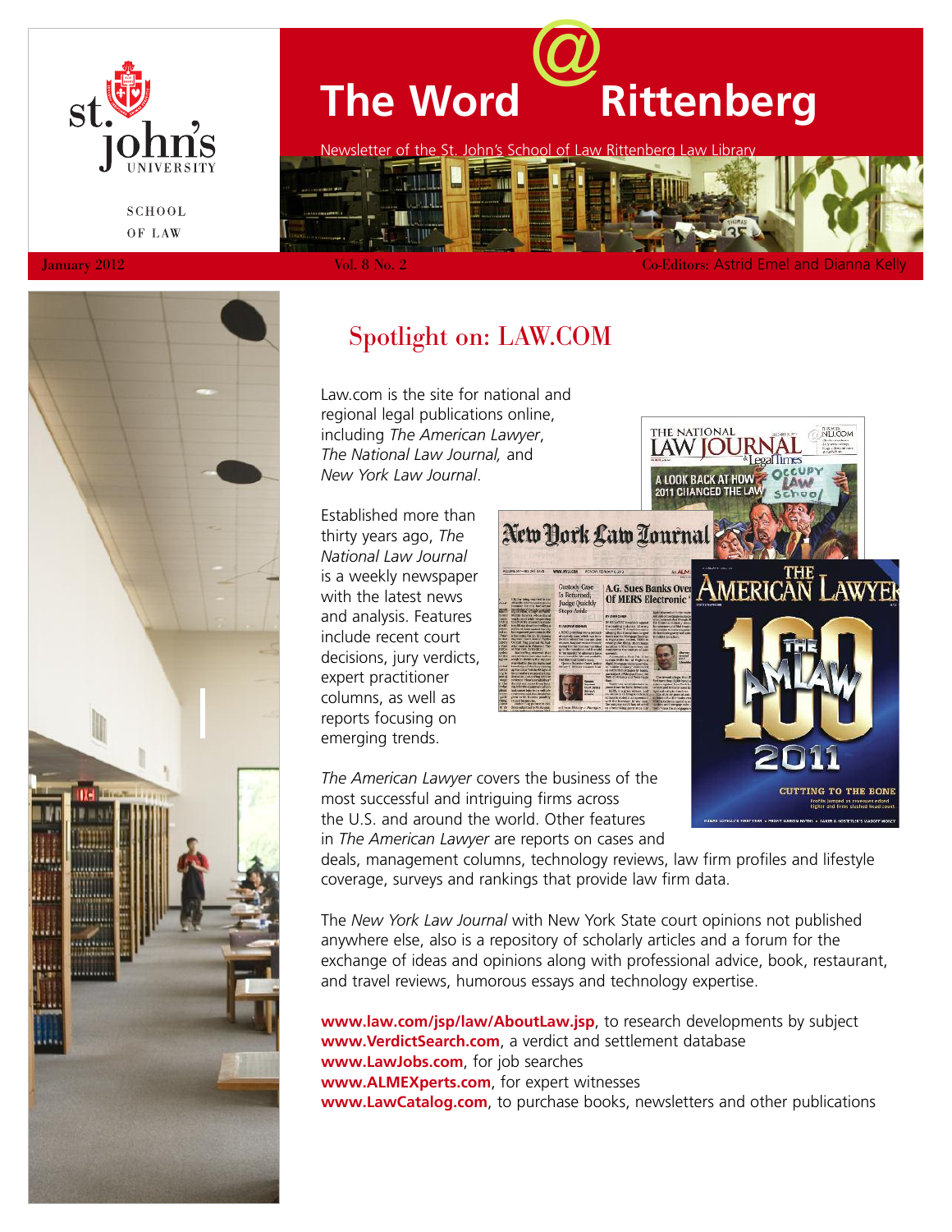# The Word @ Rittenberg

Newsletter of the St. John's School of Law Rittenberg Law Library

St. John's University School of Law

January 2012 | Vol. 8 No. 2 | Co-Editors: Astrid Emel and Dianna Kelly

## Spotlight on: LAW.COM

Law.com is the site for national and regional legal publications online, including *The American Lawyer*, *The National Law Journal,* and *New York Law Journal*.

Established more than thirty years ago, *The National Law Journal* is a weekly newspaper with the latest news and analysis. Features include recent court decisions, jury verdicts, expert practitioner columns, as well as reports focusing on emerging trends.

*The American Lawyer* covers the business of the most successful and intriguing firms across the U.S. and around the world. Other features in *The American Lawyer* are reports on cases and deals, management columns, technology reviews, law firm profiles and lifestyle coverage, surveys and rankings that provide law firm data.

The *New York Law Journal* with New York State court opinions not published anywhere else, also is a repository of scholarly articles and a forum for the exchange of ideas and opinions along with professional advice, book, restaurant, and travel reviews, humorous essays and technology expertise.

**www.law.com/jsp/law/AboutLaw.jsp**, to research developments by subject
**www.VerdictSearch.com**, a verdict and settlement database
**www.LawJobs.com**, for job searches
**www.ALMEXperts.com**, for expert witnesses
**www.LawCatalog.com**, to purchase books, newsletters and other publications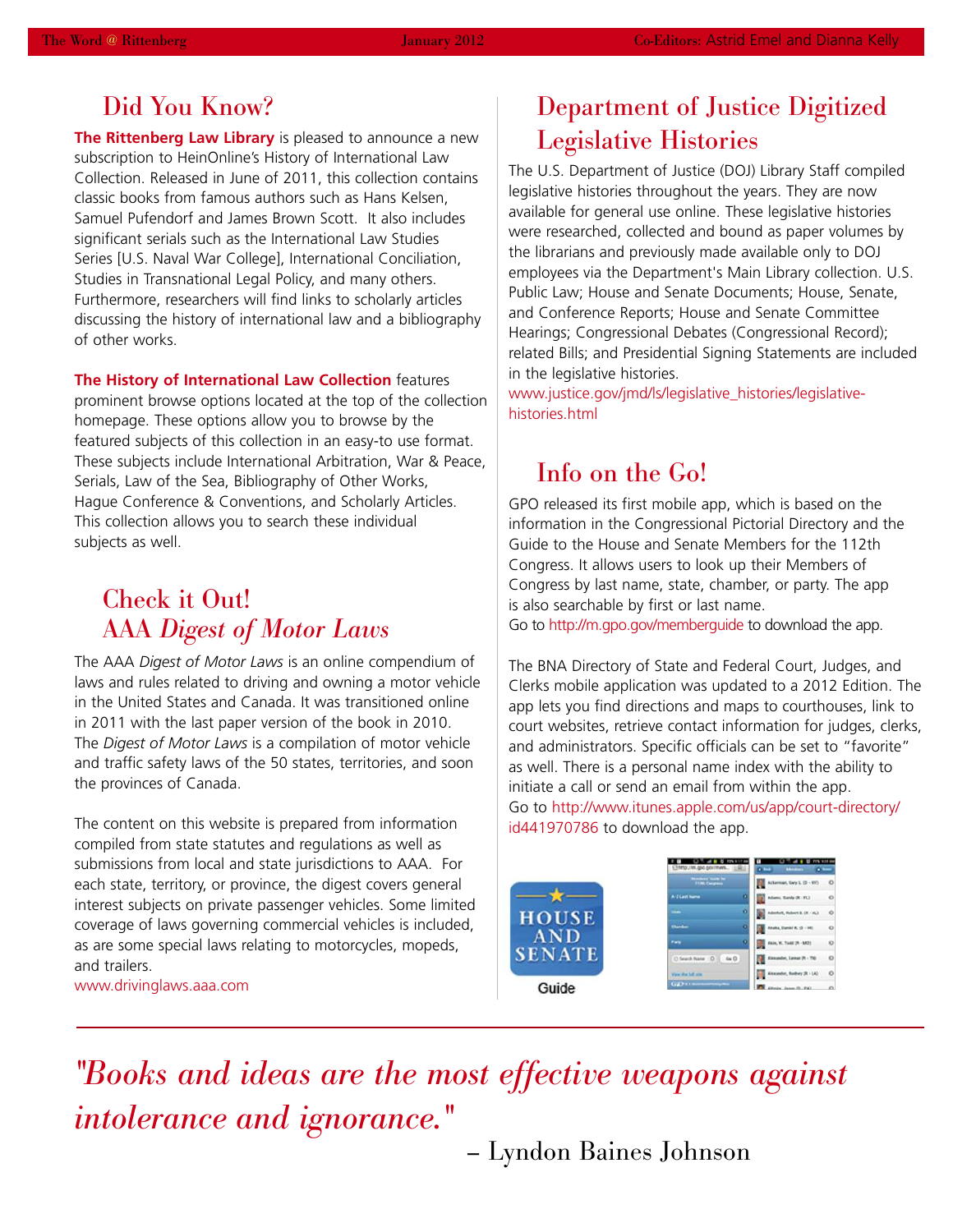## Did You Know?

**The Rittenberg Law Library** is pleased to announce a new subscription to HeinOnline's History of International Law Collection. Released in June of 2011, this collection contains classic books from famous authors such as Hans Kelsen, Samuel Pufendorf and James Brown Scott. It also includes significant serials such as the International Law Studies Series [U.S. Naval War College], International Conciliation, Studies in Transnational Legal Policy, and many others. Furthermore, researchers will find links to scholarly articles discussing the history of international law and a bibliography of other works.

**The History of International Law Collection** features prominent browse options located at the top of the collection homepage. These options allow you to browse by the featured subjects of this collection in an easy-to use format. These subjects include International Arbitration, War & Peace, Serials, Law of the Sea, Bibliography of Other Works, Hague Conference & Conventions, and Scholarly Articles. This collection allows you to search these individual subjects as well.

## Check it Out! AAA *Digest of Motor Laws*

The AAA *Digest of Motor Laws* is an online compendium of laws and rules related to driving and owning a motor vehicle in the United States and Canada. It was transitioned online in 2011 with the last paper version of the book in 2010. The *Digest of Motor Laws* is a compilation of motor vehicle and traffic safety laws of the 50 states, territories, and soon the provinces of Canada.

The content on this website is prepared from information compiled from state statutes and regulations as well as submissions from local and state jurisdictions to AAA. For each state, territory, or province, the digest covers general interest subjects on private passenger vehicles. Some limited coverage of laws governing commercial vehicles is included, as are some special laws relating to motorcycles, mopeds, and trailers.
www.drivinglaws.aaa.com

## Department of Justice Digitized Legislative Histories

The U.S. Department of Justice (DOJ) Library Staff compiled legislative histories throughout the years. They are now available for general use online. These legislative histories were researched, collected and bound as paper volumes by the librarians and previously made available only to DOJ employees via the Department's Main Library collection. U.S. Public Law; House and Senate Documents; House, Senate, and Conference Reports; House and Senate Committee Hearings; Congressional Debates (Congressional Record); related Bills; and Presidential Signing Statements are included in the legislative histories.
www.justice.gov/jmd/ls/legislative_histories/legislative-histories.html

## Info on the Go!

GPO released its first mobile app, which is based on the information in the Congressional Pictorial Directory and the Guide to the House and Senate Members for the 112th Congress. It allows users to look up their Members of Congress by last name, state, chamber, or party. The app is also searchable by first or last name.
Go to http://m.gpo.gov/memberguide to download the app.

The BNA Directory of State and Federal Court, Judges, and Clerks mobile application was updated to a 2012 Edition. The app lets you find directions and maps to courthouses, link to court websites, retrieve contact information for judges, clerks, and administrators. Specific officials can be set to "favorite" as well. There is a personal name index with the ability to initiate a call or send an email from within the app.
Go to http://www.itunes.apple.com/us/app/court-directory/id441970786 to download the app.

*"Books and ideas are the most effective weapons against intolerance and ignorance."*

– Lyndon Baines Johnson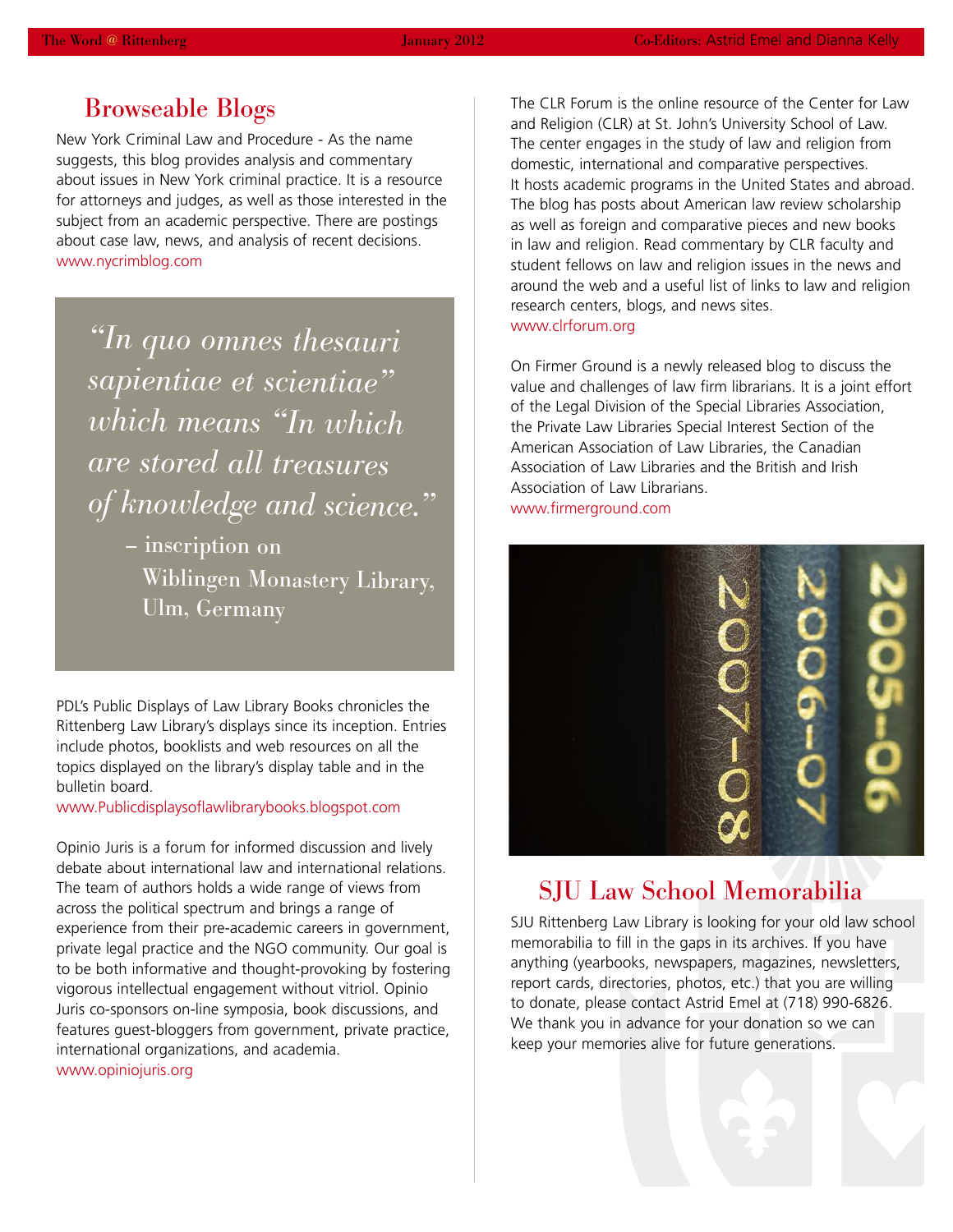## Browseable Blogs

New York Criminal Law and Procedure - As the name suggests, this blog provides analysis and commentary about issues in New York criminal practice. It is a resource for attorneys and judges, as well as those interested in the subject from an academic perspective. There are postings about case law, news, and analysis of recent decisions.
www.nycrimblog.com

> *"In quo omnes thesauri sapientiae et scientiae" which means "In which are stored all treasures of knowledge and science."*
>
> – inscription on Wiblingen Monastery Library, Ulm, Germany

PDL's Public Displays of Law Library Books chronicles the Rittenberg Law Library's displays since its inception. Entries include photos, booklists and web resources on all the topics displayed on the library's display table and in the bulletin board.
www.Publicdisplaysoflawlibrarybooks.blogspot.com

Opinio Juris is a forum for informed discussion and lively debate about international law and international relations. The team of authors holds a wide range of views from across the political spectrum and brings a range of experience from their pre-academic careers in government, private legal practice and the NGO community. Our goal is to be both informative and thought-provoking by fostering vigorous intellectual engagement without vitriol. Opinio Juris co-sponsors on-line symposia, book discussions, and features guest-bloggers from government, private practice, international organizations, and academia.
www.opiniojuris.org

The CLR Forum is the online resource of the Center for Law and Religion (CLR) at St. John's University School of Law. The center engages in the study of law and religion from domestic, international and comparative perspectives. It hosts academic programs in the United States and abroad. The blog has posts about American law review scholarship as well as foreign and comparative pieces and new books in law and religion. Read commentary by CLR faculty and student fellows on law and religion issues in the news and around the web and a useful list of links to law and religion research centers, blogs, and news sites.
www.clrforum.org

On Firmer Ground is a newly released blog to discuss the value and challenges of law firm librarians. It is a joint effort of the Legal Division of the Special Libraries Association, the Private Law Libraries Special Interest Section of the American Association of Law Libraries, the Canadian Association of Law Libraries and the British and Irish Association of Law Librarians.
www.firmerground.com

## SJU Law School Memorabilia

SJU Rittenberg Law Library is looking for your old law school memorabilia to fill in the gaps in its archives. If you have anything (yearbooks, newspapers, magazines, newsletters, report cards, directories, photos, etc.) that you are willing to donate, please contact Astrid Emel at (718) 990-6826. We thank you in advance for your donation so we can keep your memories alive for future generations.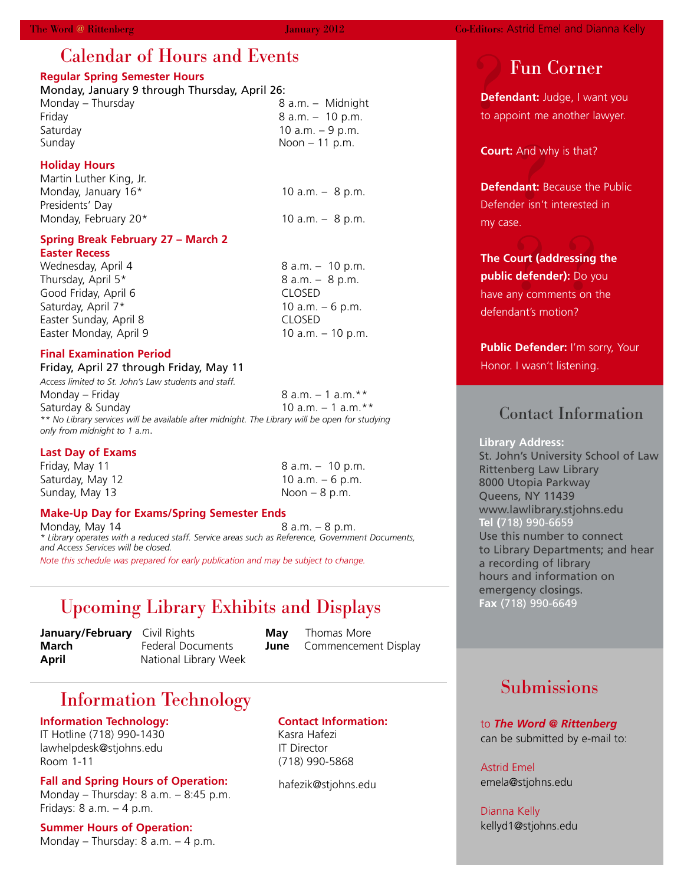# Calendar of Hours and Events

### Regular Spring Semester Hours

Monday, January 9 through Thursday, April 26:

| | |
|---|---|
| Monday – Thursday | 8 a.m. – Midnight |
| Friday | 8 a.m. – 10 p.m. |
| Saturday | 10 a.m. – 9 p.m. |
| Sunday | Noon – 11 p.m. |

### Holiday Hours

| | |
|---|---|
| Martin Luther King, Jr. Monday, January 16* | 10 a.m. – 8 p.m. |
| Presidents' Day Monday, February 20* | 10 a.m. – 8 p.m. |

### Spring Break February 27 – March 2

### Easter Recess

| | |
|---|---|
| Wednesday, April 4 | 8 a.m. – 10 p.m. |
| Thursday, April 5* | 8 a.m. – 8 p.m. |
| Good Friday, April 6 | CLOSED |
| Saturday, April 7* | 10 a.m. – 6 p.m. |
| Easter Sunday, April 8 | CLOSED |
| Easter Monday, April 9 | 10 a.m. – 10 p.m. |

### Final Examination Period

Friday, April 27 through Friday, May 11

*Access limited to St. John's Law students and staff.*

| | |
|---|---|
| Monday – Friday | 8 a.m. – 1 a.m.** |
| Saturday & Sunday | 10 a.m. – 1 a.m.** |

*** No Library services will be available after midnight. The Library will be open for studying only from midnight to 1 a.m.*

### Last Day of Exams

| | |
|---|---|
| Friday, May 11 | 8 a.m. – 10 p.m. |
| Saturday, May 12 | 10 a.m. – 6 p.m. |
| Sunday, May 13 | Noon – 8 p.m. |

### Make-Up Day for Exams/Spring Semester Ends

| | |
|---|---|
| Monday, May 14 | 8 a.m. – 8 p.m. |

** Library operates with a reduced staff. Service areas such as Reference, Government Documents, and Access Services will be closed.*

*Note this schedule was prepared for early publication and may be subject to change.*

# Upcoming Library Exhibits and Displays

| | |
|---|---|
| **January/February** | Civil Rights |
| **March** | Federal Documents |
| **April** | National Library Week |
| **May** | Thomas More |
| **June** | Commencement Display |

# Information Technology

**Information Technology:**
IT Hotline (718) 990-1430
lawhelpdesk@stjohns.edu
Room 1-11

**Fall and Spring Hours of Operation:**
Monday – Thursday: 8 a.m. – 8:45 p.m.
Fridays: 8 a.m. – 4 p.m.

**Summer Hours of Operation:**
Monday – Thursday: 8 a.m. – 4 p.m.

**Contact Information:**
Kasra Hafezi
IT Director
(718) 990-5868

hafezik@stjohns.edu

# Fun Corner

**Defendant:** Judge, I want you to appoint me another lawyer.

**Court:** And why is that?

**Defendant:** Because the Public Defender isn't interested in my case.

**The Court (addressing the public defender):** Do you have any comments on the defendant's motion?

**Public Defender:** I'm sorry, Your Honor. I wasn't listening.

# Contact Information

**Library Address:**
St. John's University School of Law
Rittenberg Law Library
8000 Utopia Parkway
Queens, NY 11439
www.lawlibrary.stjohns.edu
**Tel** (718) 990-6659
Use this number to connect to Library Departments; and hear a recording of library hours and information on emergency closings.
**Fax** (718) 990-6649

# Submissions

to ***The Word @ Rittenberg*** can be submitted by e-mail to:

Astrid Emel
emela@stjohns.edu

Dianna Kelly
kellyd1@stjohns.edu